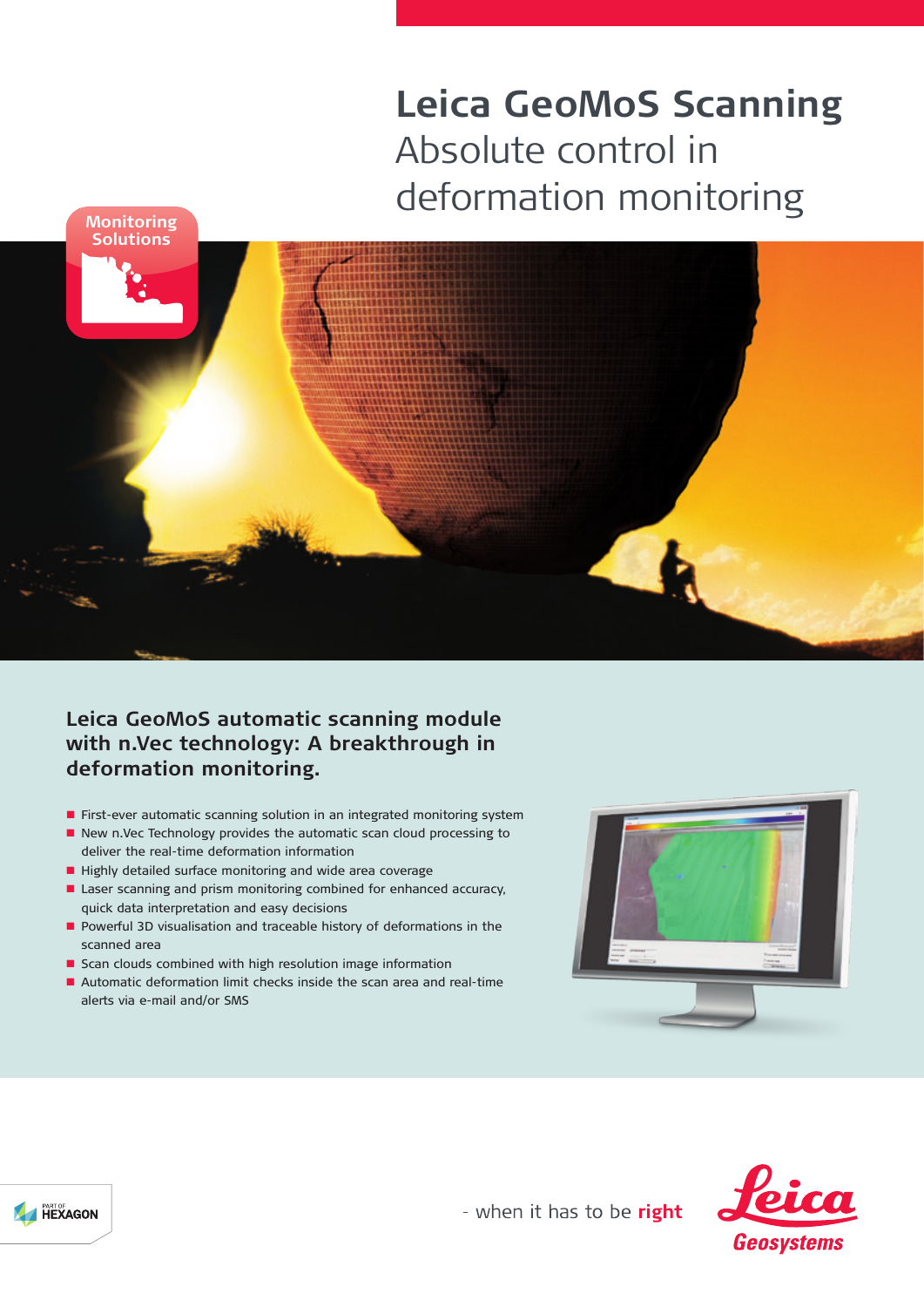# Leica GeoMoS Scanning

## Absolute control in deformation monitoring

Monitoring Solutions

### Leica GeoMoS automatic scanning module with n.Vec technology: A breakthrough in deformation monitoring.

- First-ever automatic scanning solution in an integrated monitoring system
- New n.Vec Technology provides the automatic scan cloud processing to deliver the real-time deformation information
- Highly detailed surface monitoring and wide area coverage
- Laser scanning and prism monitoring combined for enhanced accuracy, quick data interpretation and easy decisions
- Powerful 3D visualisation and traceable history of deformations in the scanned area
- Scan clouds combined with high resolution image information
- Automatic deformation limit checks inside the scan area and real-time alerts via e-mail and/or SMS

PART OF HEXAGON

- when it has to be **right**

Leica Geosystems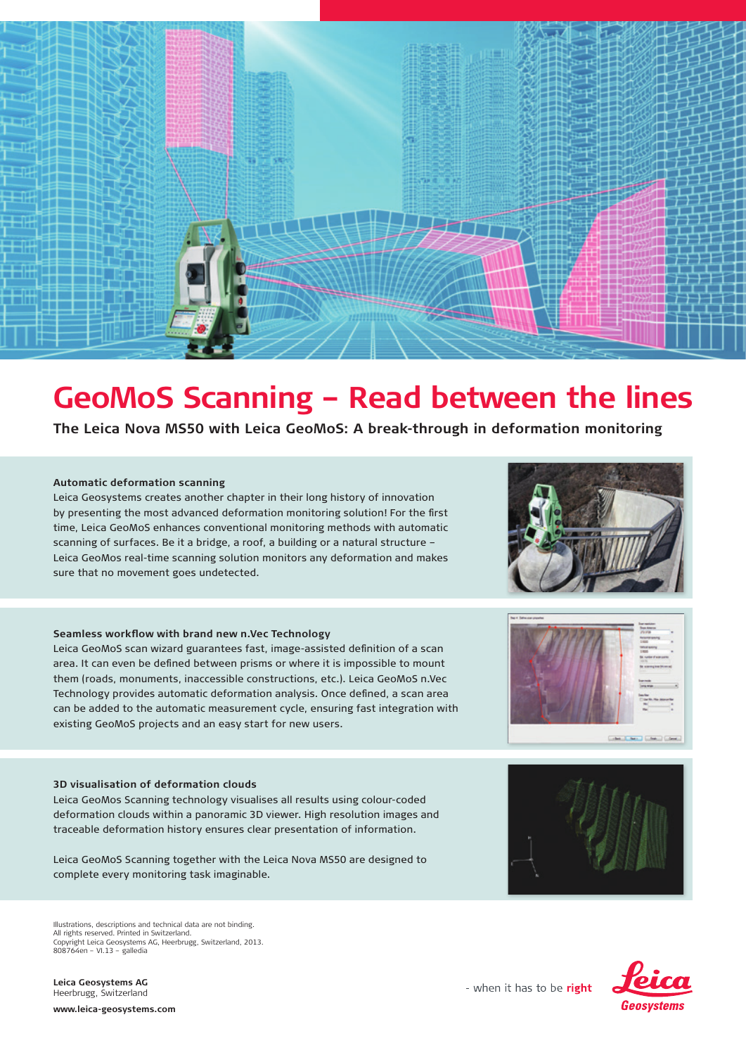# GeoMoS Scanning – Read between the lines

**The Leica Nova MS50 with Leica GeoMoS: A break-through in deformation monitoring**

### Automatic deformation scanning

Leica Geosystems creates another chapter in their long history of innovation by presenting the most advanced deformation monitoring solution! For the first time, Leica GeoMoS enhances conventional monitoring methods with automatic scanning of surfaces. Be it a bridge, a roof, a building or a natural structure – Leica GeoMos real-time scanning solution monitors any deformation and makes sure that no movement goes undetected.

### Seamless workflow with brand new n.Vec Technology

Leica GeoMoS scan wizard guarantees fast, image-assisted definition of a scan area. It can even be defined between prisms or where it is impossible to mount them (roads, monuments, inaccessible constructions, etc.). Leica GeoMoS n.Vec Technology provides automatic deformation analysis. Once defined, a scan area can be added to the automatic measurement cycle, ensuring fast integration with existing GeoMoS projects and an easy start for new users.

### 3D visualisation of deformation clouds

Leica GeoMos Scanning technology visualises all results using colour-coded deformation clouds within a panoramic 3D viewer. High resolution images and traceable deformation history ensures clear presentation of information.

Leica GeoMoS Scanning together with the Leica Nova MS50 are designed to complete every monitoring task imaginable.

Illustrations, descriptions and technical data are not binding.
All rights reserved. Printed in Switzerland.
Copyright Leica Geosystems AG, Heerbrugg, Switzerland, 2013.
808764en – VI.13 – galledia

**Leica Geosystems AG**
Heerbrugg, Switzerland

**www.leica-geosystems.com**

- when it has to be **right**

Leica Geosystems